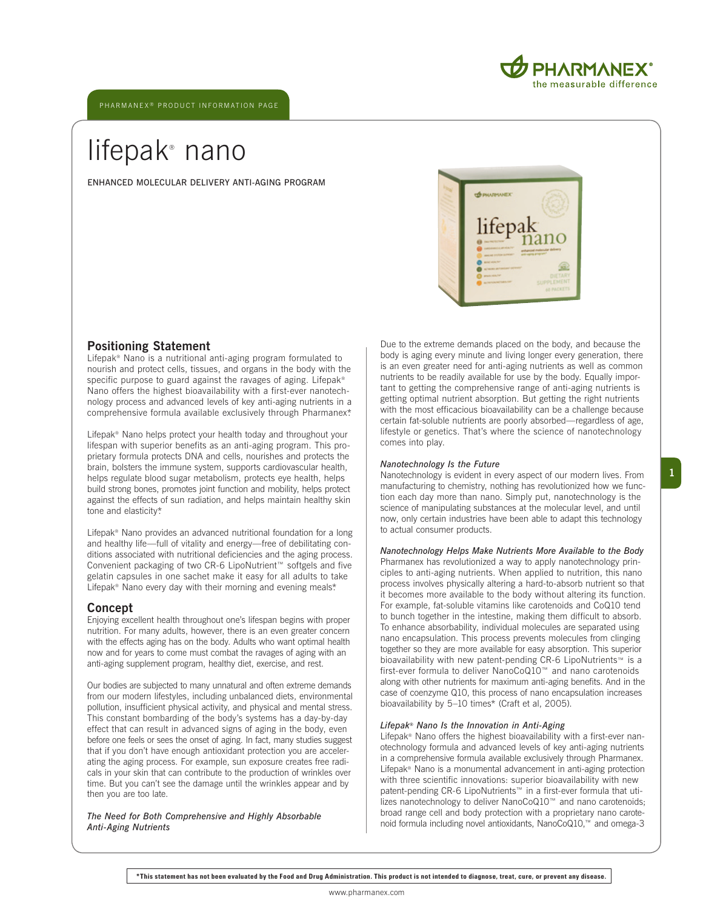PHARMANEX® PRODUCT INFORMATION PAGE

# lifepak® nano

ENHANCED MOLECULAR DELIVERY ANTI-AGING PROGRAM

## Positioning Statement

Lifepak® Nano is a nutritional anti-aging program formulated to nourish and protect cells, tissues, and organs in the body with the specific purpose to guard against the ravages of aging. Lifepak® Nano offers the highest bioavailability with a first-ever nanotechnology process and advanced levels of key anti-aging nutrients in a comprehensive formula available exclusively through Pharmanex.*

Lifepak® Nano helps protect your health today and throughout your lifespan with superior benefits as an anti-aging program. This proprietary formula protects DNA and cells, nourishes and protects the brain, bolsters the immune system, supports cardiovascular health, helps regulate blood sugar metabolism, protects eye health, helps build strong bones, promotes joint function and mobility, helps protect against the effects of sun radiation, and helps maintain healthy skin tone and elasticity.*

Lifepak® Nano provides an advanced nutritional foundation for a long and healthy life—full of vitality and energy—free of debilitating conditions associated with nutritional deficiencies and the aging process. Convenient packaging of two CR-6 LipoNutrient™ softgels and five gelatin capsules in one sachet make it easy for all adults to take Lifepak® Nano every day with their morning and evening meals.*

## Concept

Enjoying excellent health throughout one's lifespan begins with proper nutrition. For many adults, however, there is an even greater concern with the effects aging has on the body. Adults who want optimal health now and for years to come must combat the ravages of aging with an anti-aging supplement program, healthy diet, exercise, and rest.

Our bodies are subjected to many unnatural and often extreme demands from our modern lifestyles, including unbalanced diets, environmental pollution, insufficient physical activity, and physical and mental stress. This constant bombarding of the body's systems has a day-by-day effect that can result in advanced signs of aging in the body, even before one feels or sees the onset of aging. In fact, many studies suggest that if you don't have enough antioxidant protection you are accelerating the aging process. For example, sun exposure creates free radicals in your skin that can contribute to the production of wrinkles over time. But you can't see the damage until the wrinkles appear and by then you are too late.

*The Need for Both Comprehensive and Highly Absorbable Anti-Aging Nutrients*

Due to the extreme demands placed on the body, and because the body is aging every minute and living longer every generation, there is an even greater need for anti-aging nutrients as well as common nutrients to be readily available for use by the body. Equally important to getting the comprehensive range of anti-aging nutrients is getting optimal nutrient absorption. But getting the right nutrients with the most efficacious bioavailability can be a challenge because certain fat-soluble nutrients are poorly absorbed—regardless of age, lifestyle or genetics. That's where the science of nanotechnology comes into play.

*Nanotechnology Is the Future*

Nanotechnology is evident in every aspect of our modern lives. From manufacturing to chemistry, nothing has revolutionized how we function each day more than nano. Simply put, nanotechnology is the science of manipulating substances at the molecular level, and until now, only certain industries have been able to adapt this technology to actual consumer products.

*Nanotechnology Helps Make Nutrients More Available to the Body*

Pharmanex has revolutionized a way to apply nanotechnology principles to anti-aging nutrients. When applied to nutrition, this nano process involves physically altering a hard-to-absorb nutrient so that it becomes more available to the body without altering its function. For example, fat-soluble vitamins like carotenoids and CoQ10 tend to bunch together in the intestine, making them difficult to absorb. To enhance absorbability, individual molecules are separated using nano encapsulation. This process prevents molecules from clinging together so they are more available for easy absorption. This superior bioavailability with new patent-pending CR-6 LipoNutrients™ is a first-ever formula to deliver NanoCoQ10™ and nano carotenoids along with other nutrients for maximum anti-aging benefits. And in the case of coenzyme Q10, this process of nano encapsulation increases bioavailability by 5–10 times* (Craft et al, 2005).

*Lifepak® Nano Is the Innovation in Anti-Aging*

Lifepak® Nano offers the highest bioavailability with a first-ever nanotechnology formula and advanced levels of key anti-aging nutrients in a comprehensive formula available exclusively through Pharmanex. Lifepak® Nano is a monumental advancement in anti-aging protection with three scientific innovations: superior bioavailability with new patent-pending CR-6 LipoNutrients™ in a first-ever formula that utilizes nanotechnology to deliver NanoCoQ10™ and nano carotenoids; broad range cell and body protection with a proprietary nano carotenoid formula including novel antioxidants, NanoCoQ10,™ and omega-3

**\*This statement has not been evaluated by the Food and Drug Administration. This product is not intended to diagnose, treat, cure, or prevent any disease.**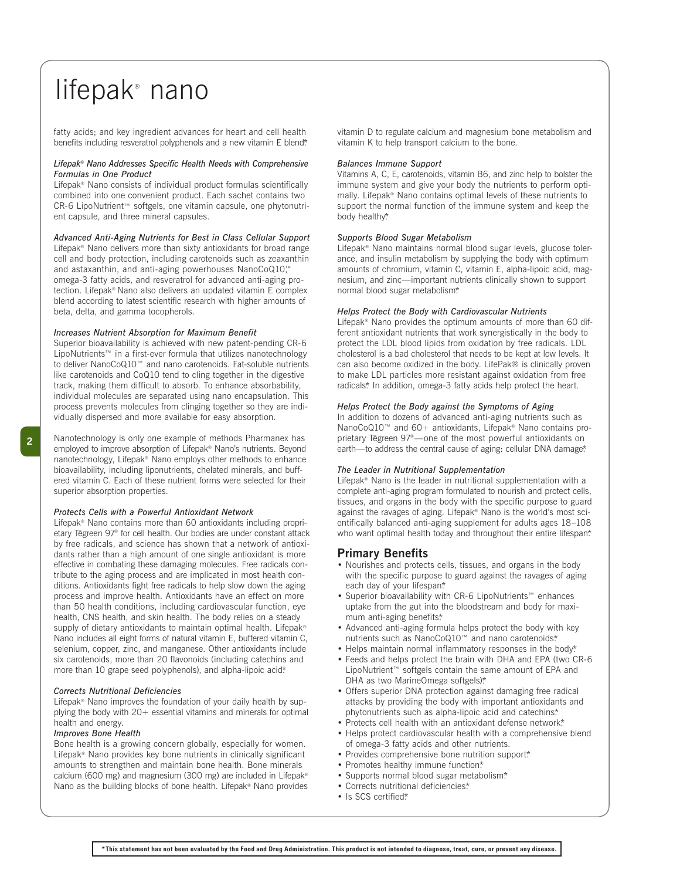# lifepak® nano

fatty acids; and key ingredient advances for heart and cell health benefits including resveratrol polyphenols and a new vitamin E blend.*

### *Lifepak® Nano Addresses Specific Health Needs with Comprehensive Formulas in One Product*

Lifepak® Nano consists of individual product formulas scientifically combined into one convenient product. Each sachet contains two CR-6 LipoNutrient™ softgels, one vitamin capsule, one phytonutrient capsule, and three mineral capsules.

### *Advanced Anti-Aging Nutrients for Best in Class Cellular Support*

Lifepak® Nano delivers more than sixty antioxidants for broad range cell and body protection, including carotenoids such as zeaxanthin and astaxanthin, and anti-aging powerhouses NanoCoQ10,™ omega-3 fatty acids, and resveratrol for advanced anti-aging protection. Lifepak® Nano also delivers an updated vitamin E complex blend according to latest scientific research with higher amounts of beta, delta, and gamma tocopherols.

### *Increases Nutrient Absorption for Maximum Benefit*

Superior bioavailability is achieved with new patent-pending CR-6 LipoNutrients™ in a first-ever formula that utilizes nanotechnology to deliver NanoCoQ10™ and nano carotenoids. Fat-soluble nutrients like carotenoids and CoQ10 tend to cling together in the digestive track, making them difficult to absorb. To enhance absorbability, individual molecules are separated using nano encapsulation. This process prevents molecules from clinging together so they are individually dispersed and more available for easy absorption.

Nanotechnology is only one example of methods Pharmanex has employed to improve absorption of Lifepak® Nano's nutrients. Beyond nanotechnology, Lifepak® Nano employs other methods to enhance bioavailability, including liponutrients, chelated minerals, and buffered vitamin C. Each of these nutrient forms were selected for their superior absorption properties.

### *Protects Cells with a Powerful Antioxidant Network*

Lifepak® Nano contains more than 60 antioxidants including proprietary Tēgreen 97® for cell health. Our bodies are under constant attack by free radicals, and science has shown that a network of antioxidants rather than a high amount of one single antioxidant is more effective in combating these damaging molecules. Free radicals contribute to the aging process and are implicated in most health conditions. Antioxidants fight free radicals to help slow down the aging process and improve health. Antioxidants have an effect on more than 50 health conditions, including cardiovascular function, eye health, CNS health, and skin health. The body relies on a steady supply of dietary antioxidants to maintain optimal health. Lifepak® Nano includes all eight forms of natural vitamin E, buffered vitamin C, selenium, copper, zinc, and manganese. Other antioxidants include six carotenoids, more than 20 flavonoids (including catechins and more than 10 grape seed polyphenols), and alpha-lipoic acid.*

### *Corrects Nutritional Deficiencies*

Lifepak® Nano improves the foundation of your daily health by supplying the body with 20+ essential vitamins and minerals for optimal health and energy.

### *Improves Bone Health*

Bone health is a growing concern globally, especially for women. Lifepak® Nano provides key bone nutrients in clinically significant amounts to strengthen and maintain bone health. Bone minerals calcium (600 mg) and magnesium (300 mg) are included in Lifepak® Nano as the building blocks of bone health. Lifepak® Nano provides vitamin D to regulate calcium and magnesium bone metabolism and vitamin K to help transport calcium to the bone.

### *Balances Immune Support*

Vitamins A, C, E, carotenoids, vitamin B6, and zinc help to bolster the immune system and give your body the nutrients to perform optimally. Lifepak® Nano contains optimal levels of these nutrients to support the normal function of the immune system and keep the body healthy.*

### *Supports Blood Sugar Metabolism*

Lifepak® Nano maintains normal blood sugar levels, glucose tolerance, and insulin metabolism by supplying the body with optimum amounts of chromium, vitamin C, vitamin E, alpha-lipoic acid, magnesium, and zinc—important nutrients clinically shown to support normal blood sugar metabolism.*

### *Helps Protect the Body with Cardiovascular Nutrients*

Lifepak® Nano provides the optimum amounts of more than 60 different antioxidant nutrients that work synergistically in the body to protect the LDL blood lipids from oxidation by free radicals. LDL cholesterol is a bad cholesterol that needs to be kept at low levels. It can also become oxidized in the body. LifePak® is clinically proven to make LDL particles more resistant against oxidation from free radicals.* In addition, omega-3 fatty acids help protect the heart.

### *Helps Protect the Body against the Symptoms of Aging*

In addition to dozens of advanced anti-aging nutrients such as NanoCoQ10™ and 60+ antioxidants, Lifepak® Nano contains proprietary Tēgreen 97®—one of the most powerful antioxidants on earth—to address the central cause of aging: cellular DNA damage.*

### *The Leader in Nutritional Supplementation*

Lifepak® Nano is the leader in nutritional supplementation with a complete anti-aging program formulated to nourish and protect cells, tissues, and organs in the body with the specific purpose to guard against the ravages of aging. Lifepak® Nano is the world's most scientifically balanced anti-aging supplement for adults ages 18–108 who want optimal health today and throughout their entire lifespan.*

## Primary Benefits

- Nourishes and protects cells, tissues, and organs in the body with the specific purpose to guard against the ravages of aging each day of your lifespan.*
- Superior bioavailability with CR-6 LipoNutrients™ enhances uptake from the gut into the bloodstream and body for maximum anti-aging benefits.*
- Advanced anti-aging formula helps protect the body with key nutrients such as NanoCoQ10™ and nano carotenoids.*
- Helps maintain normal inflammatory responses in the body.*
- Feeds and helps protect the brain with DHA and EPA (two CR-6 LipoNutrient™ softgels contain the same amount of EPA and DHA as two MarineOmega softgels).*
- Offers superior DNA protection against damaging free radical attacks by providing the body with important antioxidants and phytonutrients such as alpha-lipoic acid and catechins.*
- Protects cell health with an antioxidant defense network.*
- Helps protect cardiovascular health with a comprehensive blend of omega-3 fatty acids and other nutrients.
- Provides comprehensive bone nutrition support.*
- Promotes healthy immune function.*
- Supports normal blood sugar metabolism.*
- Corrects nutritional deficiencies.*
- Is SCS certified.*

**\*This statement has not been evaluated by the Food and Drug Administration. This product is not intended to diagnose, treat, cure, or prevent any disease.**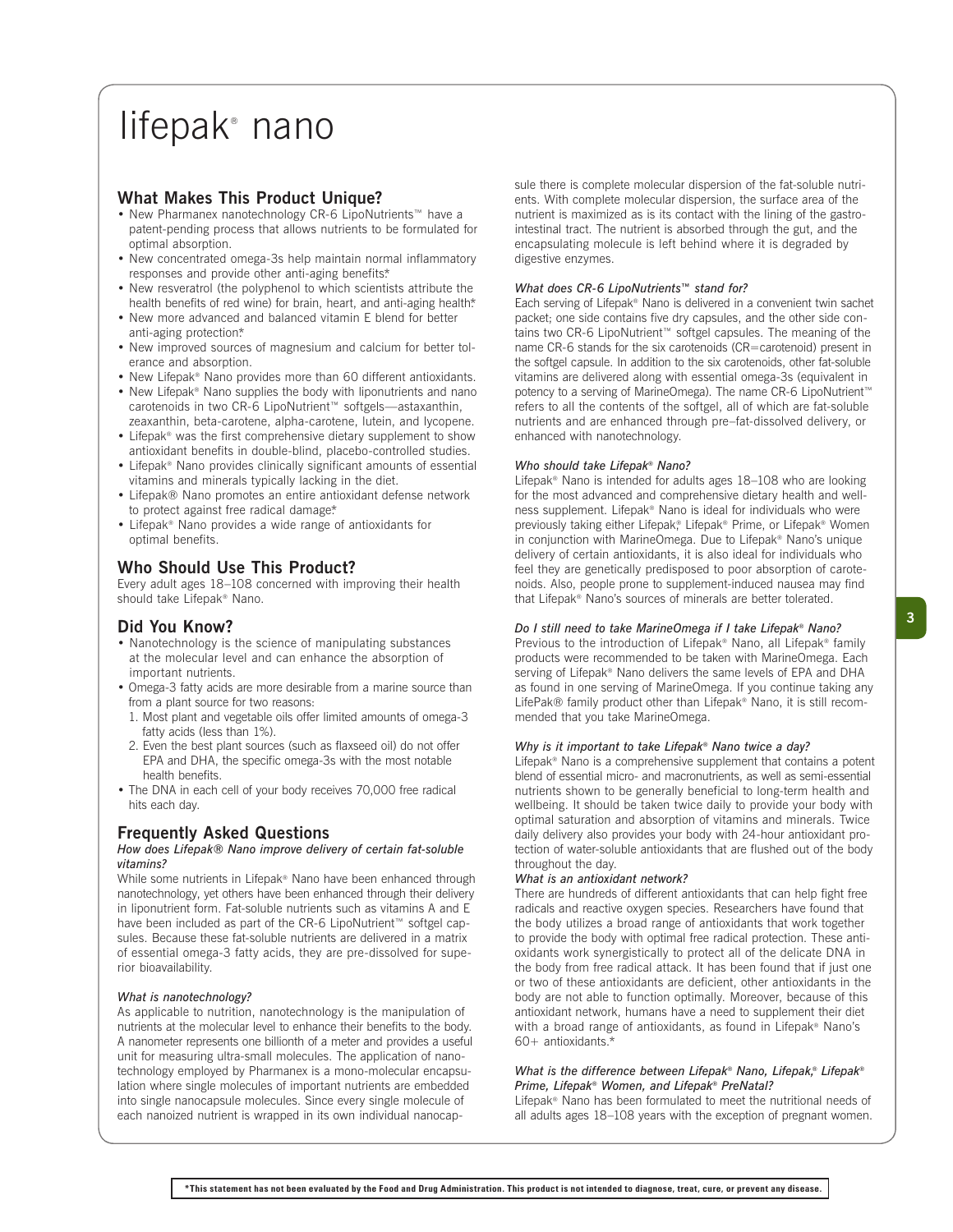# lifepak® nano

## What Makes This Product Unique?

- New Pharmanex nanotechnology CR-6 LipoNutrients™ have a patent-pending process that allows nutrients to be formulated for optimal absorption.
- New concentrated omega-3s help maintain normal inflammatory responses and provide other anti-aging benefits.*
- New resveratrol (the polyphenol to which scientists attribute the health benefits of red wine) for brain, heart, and anti-aging health.*
- New more advanced and balanced vitamin E blend for better anti-aging protection.*
- New improved sources of magnesium and calcium for better tolerance and absorption.
- New Lifepak® Nano provides more than 60 different antioxidants.
- New Lifepak® Nano supplies the body with liponutrients and nano carotenoids in two CR-6 LipoNutrient™ softgels—astaxanthin, zeaxanthin, beta-carotene, alpha-carotene, lutein, and lycopene.
- Lifepak® was the first comprehensive dietary supplement to show antioxidant benefits in double-blind, placebo-controlled studies.
- Lifepak® Nano provides clinically significant amounts of essential vitamins and minerals typically lacking in the diet.
- Lifepak® Nano promotes an entire antioxidant defense network to protect against free radical damage.*
- Lifepak® Nano provides a wide range of antioxidants for optimal benefits.

## Who Should Use This Product?

Every adult ages 18–108 concerned with improving their health should take Lifepak® Nano.

## Did You Know?

- Nanotechnology is the science of manipulating substances at the molecular level and can enhance the absorption of important nutrients.
- Omega-3 fatty acids are more desirable from a marine source than from a plant source for two reasons:
  1. Most plant and vegetable oils offer limited amounts of omega-3 fatty acids (less than 1%).
  2. Even the best plant sources (such as flaxseed oil) do not offer EPA and DHA, the specific omega-3s with the most notable health benefits.
- The DNA in each cell of your body receives 70,000 free radical hits each day.

## Frequently Asked Questions

*How does Lifepak® Nano improve delivery of certain fat-soluble vitamins?*

While some nutrients in Lifepak® Nano have been enhanced through nanotechnology, yet others have been enhanced through their delivery in liponutrient form. Fat-soluble nutrients such as vitamins A and E have been included as part of the CR-6 LipoNutrient™ softgel capsules. Because these fat-soluble nutrients are delivered in a matrix of essential omega-3 fatty acids, they are pre-dissolved for superior bioavailability.

*What is nanotechnology?*

As applicable to nutrition, nanotechnology is the manipulation of nutrients at the molecular level to enhance their benefits to the body. A nanometer represents one billionth of a meter and provides a useful unit for measuring ultra-small molecules. The application of nanotechnology employed by Pharmanex is a mono-molecular encapsulation where single molecules of important nutrients are embedded into single nanocapsule molecules. Since every single molecule of each nanoized nutrient is wrapped in its own individual nanocapsule there is complete molecular dispersion of the fat-soluble nutrients. With complete molecular dispersion, the surface area of the nutrient is maximized as is its contact with the lining of the gastrointestinal tract. The nutrient is absorbed through the gut, and the encapsulating molecule is left behind where it is degraded by digestive enzymes.

*What does CR-6 LipoNutrients™ stand for?*

Each serving of Lifepak® Nano is delivered in a convenient twin sachet packet; one side contains five dry capsules, and the other side contains two CR-6 LipoNutrient™ softgel capsules. The meaning of the name CR-6 stands for the six carotenoids (CR=carotenoid) present in the softgel capsule. In addition to the six carotenoids, other fat-soluble vitamins are delivered along with essential omega-3s (equivalent in potency to a serving of MarineOmega). The name CR-6 LipoNutrient™ refers to all the contents of the softgel, all of which are fat-soluble nutrients and are enhanced through pre–fat-dissolved delivery, or enhanced with nanotechnology.

*Who should take Lifepak® Nano?*

Lifepak® Nano is intended for adults ages 18–108 who are looking for the most advanced and comprehensive dietary health and wellness supplement. Lifepak® Nano is ideal for individuals who were previously taking either Lifepak®, Lifepak® Prime, or Lifepak® Women in conjunction with MarineOmega. Due to Lifepak® Nano's unique delivery of certain antioxidants, it is also ideal for individuals who feel they are genetically predisposed to poor absorption of carotenoids. Also, people prone to supplement-induced nausea may find that Lifepak® Nano's sources of minerals are better tolerated.

*Do I still need to take MarineOmega if I take Lifepak® Nano?*

Previous to the introduction of Lifepak® Nano, all Lifepak® family products were recommended to be taken with MarineOmega. Each serving of Lifepak® Nano delivers the same levels of EPA and DHA as found in one serving of MarineOmega. If you continue taking any LifePak® family product other than Lifepak® Nano, it is still recommended that you take MarineOmega.

*Why is it important to take Lifepak® Nano twice a day?*

Lifepak® Nano is a comprehensive supplement that contains a potent blend of essential micro- and macronutrients, as well as semi-essential nutrients shown to be generally beneficial to long-term health and wellbeing. It should be taken twice daily to provide your body with optimal saturation and absorption of vitamins and minerals. Twice daily delivery also provides your body with 24-hour antioxidant protection of water-soluble antioxidants that are flushed out of the body throughout the day.

*What is an antioxidant network?*

There are hundreds of different antioxidants that can help fight free radicals and reactive oxygen species. Researchers have found that the body utilizes a broad range of antioxidants that work together to provide the body with optimal free radical protection. These antioxidants work synergistically to protect all of the delicate DNA in the body from free radical attack. It has been found that if just one or two of these antioxidants are deficient, other antioxidants in the body are not able to function optimally. Moreover, because of this antioxidant network, humans have a need to supplement their diet with a broad range of antioxidants, as found in Lifepak® Nano's 60+ antioxidants.*

*What is the difference between Lifepak® Nano, Lifepak®, Lifepak® Prime, Lifepak® Women, and Lifepak® PreNatal?*

Lifepak® Nano has been formulated to meet the nutritional needs of all adults ages 18–108 years with the exception of pregnant women.

**\*This statement has not been evaluated by the Food and Drug Administration. This product is not intended to diagnose, treat, cure, or prevent any disease.**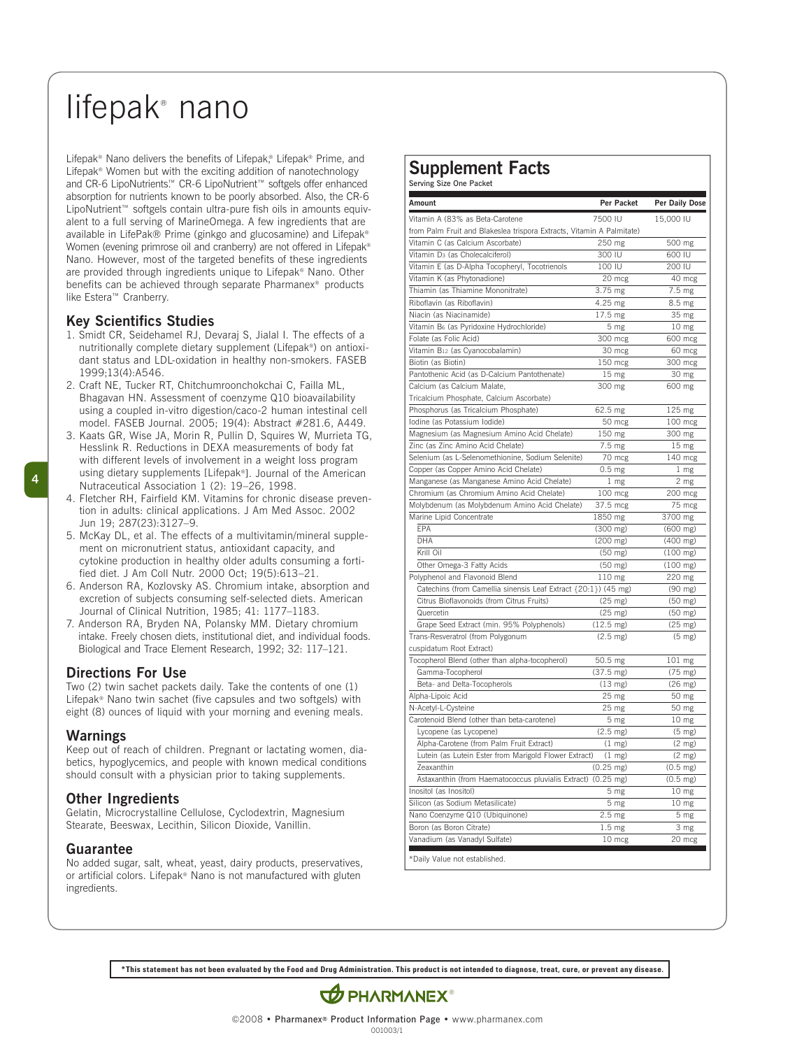# lifepak® nano

Lifepak® Nano delivers the benefits of Lifepak,® Lifepak® Prime, and Lifepak® Women but with the exciting addition of nanotechnology and CR-6 LipoNutrients.™ CR-6 LipoNutrient™ softgels offer enhanced absorption for nutrients known to be poorly absorbed. Also, the CR-6 LipoNutrient™ softgels contain ultra-pure fish oils in amounts equivalent to a full serving of MarineOmega. A few ingredients that are available in LifePak® Prime (ginkgo and glucosamine) and Lifepak® Women (evening primrose oil and cranberry) are not offered in Lifepak® Nano. However, most of the targeted benefits of these ingredients are provided through ingredients unique to Lifepak® Nano. Other benefits can be achieved through separate Pharmanex® products like Estera™ Cranberry.

## Key Scientifics Studies

1. Smidt CR, Seidehamel RJ, Devaraj S, Jialal I. The effects of a nutritionally complete dietary supplement (Lifepak®) on antioxidant status and LDL-oxidation in healthy non-smokers. FASEB 1999;13(4):A546.
2. Craft NE, Tucker RT, Chitchumroonchokchai C, Failla ML, Bhagavan HN. Assessment of coenzyme Q10 bioavailability using a coupled in-vitro digestion/caco-2 human intestinal cell model. FASEB Journal. 2005; 19(4): Abstract #281.6, A449.
3. Kaats GR, Wise JA, Morin R, Pullin D, Squires W, Murrieta TG, Hesslink R. Reductions in DEXA measurements of body fat with different levels of involvement in a weight loss program using dietary supplements [Lifepak®]. Journal of the American Nutraceutical Association 1 (2): 19–26, 1998.
4. Fletcher RH, Fairfield KM. Vitamins for chronic disease prevention in adults: clinical applications. J Am Med Assoc. 2002 Jun 19; 287(23):3127–9.
5. McKay DL, et al. The effects of a multivitamin/mineral supplement on micronutrient status, antioxidant capacity, and cytokine production in healthy older adults consuming a fortified diet. J Am Coll Nutr. 2000 Oct; 19(5):613–21.
6. Anderson RA, Kozlovsky AS. Chromium intake, absorption and excretion of subjects consuming self-selected diets. American Journal of Clinical Nutrition, 1985; 41: 1177–1183.
7. Anderson RA, Bryden NA, Polansky MM. Dietary chromium intake. Freely chosen diets, institutional diet, and individual foods. Biological and Trace Element Research, 1992; 32: 117–121.

## Directions For Use

Two (2) twin sachet packets daily. Take the contents of one (1) Lifepak® Nano twin sachet (five capsules and two softgels) with eight (8) ounces of liquid with your morning and evening meals.

## Warnings

Keep out of reach of children. Pregnant or lactating women, diabetics, hypoglycemics, and people with known medical conditions should consult with a physician prior to taking supplements.

## Other Ingredients

Gelatin, Microcrystalline Cellulose, Cyclodextrin, Magnesium Stearate, Beeswax, Lecithin, Silicon Dioxide, Vanillin.

## Guarantee

No added sugar, salt, wheat, yeast, dairy products, preservatives, or artificial colors. Lifepak® Nano is not manufactured with gluten ingredients.

## Supplement Facts

Serving Size One Packet

| Amount | Per Packet | Per Daily Dose |
|---|---|---|
| Vitamin A (83% as Beta-Carotene from Palm Fruit and Blakeslea trispora Extracts, Vitamin A Palmitate) | 7500 IU | 15,000 IU |
| Vitamin C (as Calcium Ascorbate) | 250 mg | 500 mg |
| Vitamin $D_3$ (as Cholecalciferol) | 300 IU | 600 IU |
| Vitamin E (as D-Alpha Tocopheryl, Tocotrienols | 100 IU | 200 IU |
| Vitamin K (as Phytonadione) | 20 mcg | 40 mcg |
| Thiamin (as Thiamine Mononitrate) | 3.75 mg | 7.5 mg |
| Riboflavin (as Riboflavin) | 4.25 mg | 8.5 mg |
| Niacin (as Niacinamide) | 17.5 mg | 35 mg |
| Vitamin $B_6$ (as Pyridoxine Hydrochloride) | 5 mg | 10 mg |
| Folate (as Folic Acid) | 300 mcg | 600 mcg |
| Vitamin $B_{12}$ (as Cyanocobalamin) | 30 mcg | 60 mcg |
| Biotin (as Biotin) | 150 mcg | 300 mcg |
| Pantothenic Acid (as D-Calcium Pantothenate) | 15 mg | 30 mg |
| Calcium (as Calcium Malate, Tricalcium Phosphate, Calcium Ascorbate) | 300 mg | 600 mg |
| Phosphorus (as Tricalcium Phosphate) | 62.5 mg | 125 mg |
| Iodine (as Potassium Iodide) | 50 mcg | 100 mcg |
| Magnesium (as Magnesium Amino Acid Chelate) | 150 mg | 300 mg |
| Zinc (as Zinc Amino Acid Chelate) | 7.5 mg | 15 mg |
| Selenium (as L-Selenomethionine, Sodium Selenite) | 70 mcg | 140 mcg |
| Copper (as Copper Amino Acid Chelate) | 0.5 mg | 1 mg |
| Manganese (as Manganese Amino Acid Chelate) | 1 mg | 2 mg |
| Chromium (as Chromium Amino Acid Chelate) | 100 mcg | 200 mcg |
| Molybdenum (as Molybdenum Amino Acid Chelate) | 37.5 mcg | 75 mcg |
| Marine Lipid Concentrate | 1850 mg | 3700 mg |
| EPA | (300 mg) | (600 mg) |
| DHA | (200 mg) | (400 mg) |
| Krill Oil | (50 mg) | (100 mg) |
| Other Omega-3 Fatty Acids | (50 mg) | (100 mg) |
| Polyphenol and Flavonoid Blend | 110 mg | 220 mg |
| Catechins (from Camellia sinensis Leaf Extract {20:1}) | (45 mg) | (90 mg) |
| Citrus Bioflavonoids (from Citrus Fruits) | (25 mg) | (50 mg) |
| Quercetin | (25 mg) | (50 mg) |
| Grape Seed Extract (min. 95% Polyphenols) | (12.5 mg) | (25 mg) |
| Trans-Resveratrol (from Polygonum cuspidatum Root Extract) | (2.5 mg) | (5 mg) |
| Tocopherol Blend (other than alpha-tocopherol) | 50.5 mg | 101 mg |
| Gamma-Tocopherol | (37.5 mg) | (75 mg) |
| Beta- and Delta-Tocopherols | (13 mg) | (26 mg) |
| Alpha-Lipoic Acid | 25 mg | 50 mg |
| N-Acetyl-L-Cysteine | 25 mg | 50 mg |
| Carotenoid Blend (other than beta-carotene) | 5 mg | 10 mg |
| Lycopene (as Lycopene) | (2.5 mg) | (5 mg) |
| Alpha-Carotene (from Palm Fruit Extract) | (1 mg) | (2 mg) |
| Lutein (as Lutein Ester from Marigold Flower Extract) | (1 mg) | (2 mg) |
| Zeaxanthin | (0.25 mg) | (0.5 mg) |
| Astaxanthin (from Haematococcus pluvialis Extract) | (0.25 mg) | (0.5 mg) |
| Inositol (as Inositol) | 5 mg | 10 mg |
| Silicon (as Sodium Metasilicate) | 5 mg | 10 mg |
| Nano Coenzyme Q10 (Ubiquinone) | 2.5 mg | 5 mg |
| Boron (as Boron Citrate) | 1.5 mg | 3 mg |
| Vanadium (as Vanadyl Sulfate) | 10 mcg | 20 mcg |

*Daily Value not established.

**\*This statement has not been evaluated by the Food and Drug Administration. This product is not intended to diagnose, treat, cure, or prevent any disease.**

PHARMANEX®

©2008 • Pharmanex® Product Information Page • www.pharmanex.com

001003/1